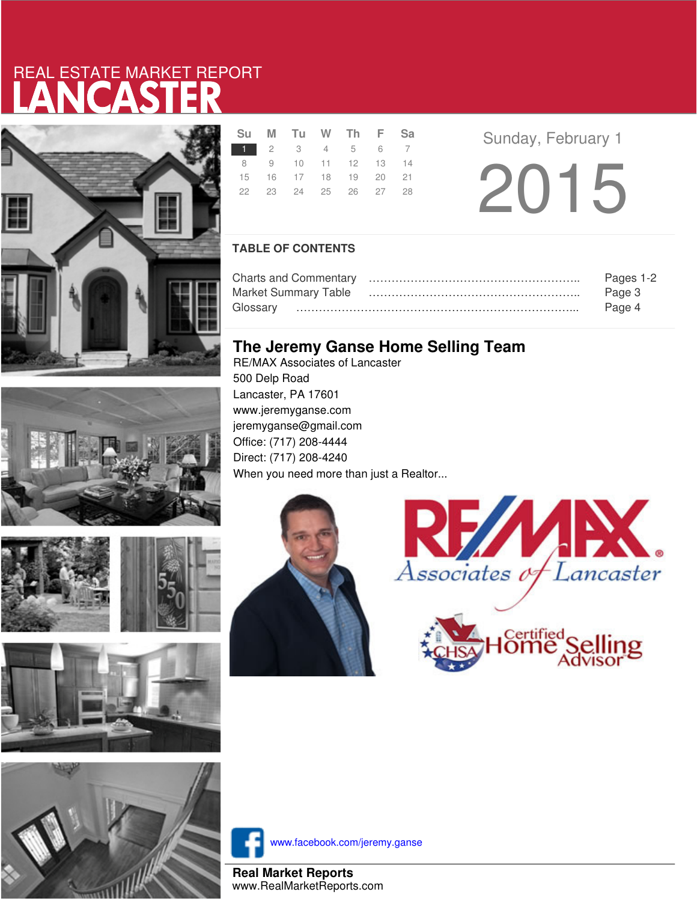REAL ESTATE MARKET REPORT

# LANCASTER

| Su | M | Tu | W | Th | F | Sa |
|---|---|---|---|---|---|---|
| 1 | 2 | 3 | 4 | 5 | 6 | 7 |
| 8 | 9 | 10 | 11 | 12 | 13 | 14 |
| 15 | 16 | 17 | 18 | 19 | 20 | 21 |
| 22 | 23 | 24 | 25 | 26 | 27 | 28 |

Sunday, February 1

2015

## TABLE OF CONTENTS

| | |
|---|---|
| Charts and Commentary | Pages 1-2 |
| Market Summary Table | Page 3 |
| Glossary | Page 4 |

## The Jeremy Ganse Home Selling Team

RE/MAX Associates of Lancaster
500 Delp Road
Lancaster, PA 17601
www.jeremyganse.com
jeremyganse@gmail.com
Office: (717) 208-4444
Direct: (717) 208-4240
When you need more than just a Realtor...

RE/MAX Associates of Lancaster

CHSA Certified Home Selling Advisor

www.facebook.com/jeremy.ganse

**Real Market Reports**
www.RealMarketReports.com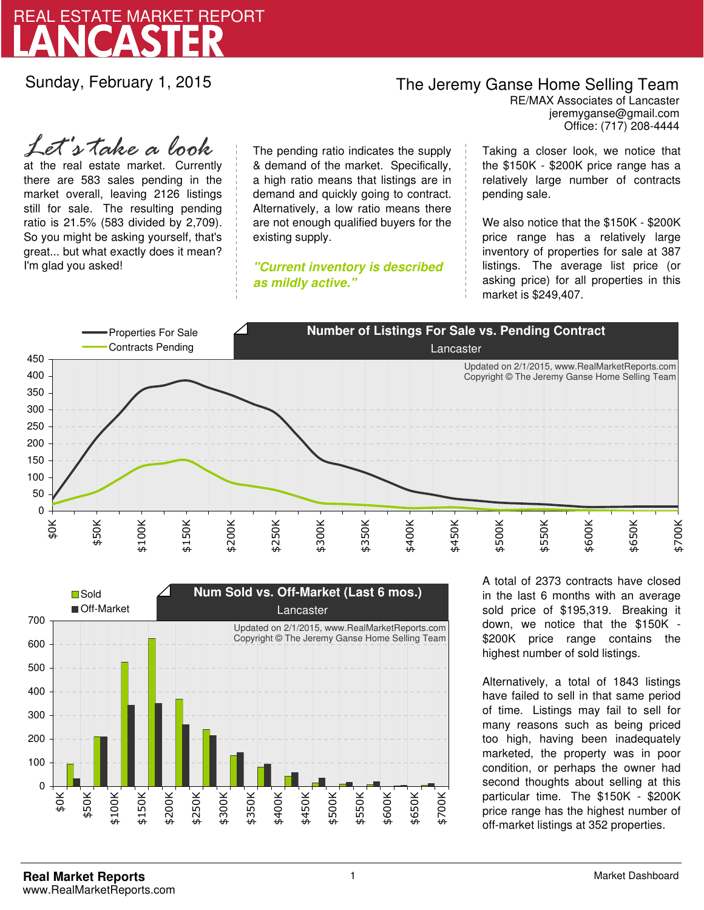# REAL ESTATE MARKET REPORT
# LANCASTER

Sunday, February 1, 2015

**The Jeremy Ganse Home Selling Team**
RE/MAX Associates of Lancaster
jeremyganse@gmail.com
Office: (717) 208-4444

*Let's take a look* at the real estate market. Currently there are 583 sales pending in the market overall, leaving 2126 listings still for sale. The resulting pending ratio is 21.5% (583 divided by 2,709). So you might be asking yourself, that's great... but what exactly does it mean? I'm glad you asked!

The pending ratio indicates the supply & demand of the market. Specifically, a high ratio means that listings are in demand and quickly going to contract. Alternatively, a low ratio means there are not enough qualified buyers for the existing supply.

***"Current inventory is described as mildly active."***

Taking a closer look, we notice that the $150K - $200K price range has a relatively large number of contracts pending sale.

We also notice that the $150K - $200K price range has a relatively large inventory of properties for sale at 387 listings. The average list price (or asking price) for all properties in this market is $249,407.

**Number of Listings For Sale vs. Pending Contract**
Lancaster

Legend: Properties For Sale; Contracts Pending

Updated on 2/1/2015, www.RealMarketReports.com
Copyright © The Jeremy Ganse Home Selling Team

**Num Sold vs. Off-Market (Last 6 mos.)**
Lancaster

Legend: Sold; Off-Market

Updated on 2/1/2015, www.RealMarketReports.com
Copyright © The Jeremy Ganse Home Selling Team

A total of 2373 contracts have closed in the last 6 months with an average sold price of $195,319. Breaking it down, we notice that the $150K - $200K price range contains the highest number of sold listings.

Alternatively, a total of 1843 listings have failed to sell in that same period of time. Listings may fail to sell for many reasons such as being priced too high, having been inadequately marketed, the property was in poor condition, or perhaps the owner had second thoughts about selling at this particular time. The $150K - $200K price range has the highest number of off-market listings at 352 properties.

**Real Market Reports**
www.RealMarketReports.com

Market Dashboard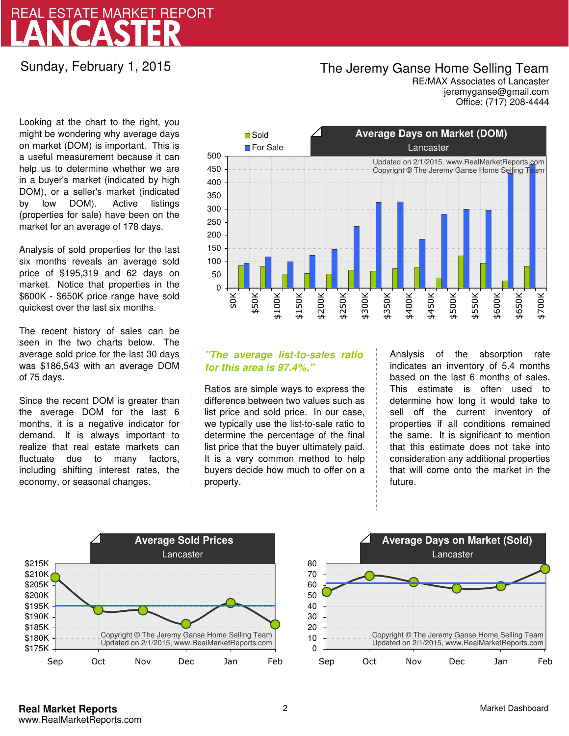# REAL ESTATE MARKET REPORT
# LANCASTER

Sunday, February 1, 2015

**The Jeremy Ganse Home Selling Team**
RE/MAX Associates of Lancaster
jeremyganse@gmail.com
Office: (717) 208-4444

Looking at the chart to the right, you might be wondering why average days on market (DOM) is important. This is a useful measurement because it can help us to determine whether we are in a buyer's market (indicated by high DOM), or a seller's market (indicated by low DOM). Active listings (properties for sale) have been on the market for an average of 178 days.

Analysis of sold properties for the last six months reveals an average sold price of $195,319 and 62 days on market. Notice that properties in the $600K - $650K price range have sold quickest over the last six months.

The recent history of sales can be seen in the two charts below. The average sold price for the last 30 days was $186,543 with an average DOM of 75 days.

Since the recent DOM is greater than the average DOM for the last 6 months, it is a negative indicator for demand. It is always important to realize that real estate markets can fluctuate due to many factors, including shifting interest rates, the economy, or seasonal changes.

**Average Days on Market (DOM)**
Lancaster

Updated on 2/1/2015, www.RealMarketReports.com
Copyright © The Jeremy Ganse Home Selling Team

***"The average list-to-sales ratio for this area is 97.4%."***

Ratios are simple ways to express the difference between two values such as list price and sold price. In our case, we typically use the list-to-sale ratio to determine the percentage of the final list price that the buyer ultimately paid. It is a very common method to help buyers decide how much to offer on a property.

Analysis of the absorption rate indicates an inventory of 5.4 months based on the last 6 months of sales. This estimate is often used to determine how long it would take to sell off the current inventory of properties if all conditions remained the same. It is significant to mention that this estimate does not take into consideration any additional properties that will come onto the market in the future.

**Average Sold Prices**
Lancaster

Copyright © The Jeremy Ganse Home Selling Team
Updated on 2/1/2015, www.RealMarketReports.com

**Average Days on Market (Sold)**
Lancaster

Copyright © The Jeremy Ganse Home Selling Team
Updated on 2/1/2015, www.RealMarketReports.com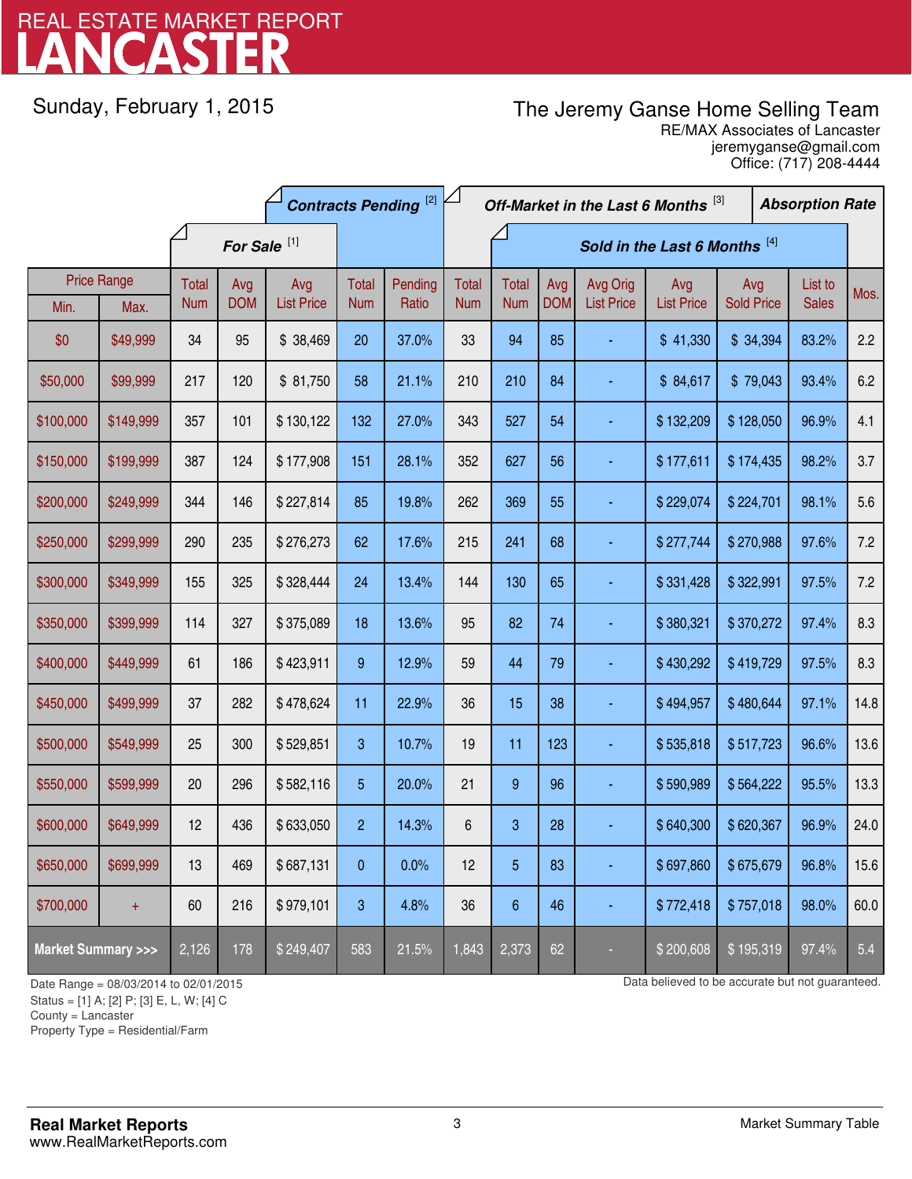# REAL ESTATE MARKET REPORT
# LANCASTER

Sunday, February 1, 2015

**The Jeremy Ganse Home Selling Team**
RE/MAX Associates of Lancaster
jeremyganse@gmail.com
Office: (717) 208-4444

| Price Range | | For Sale [1] | | | Contracts Pending [2] | | Off-Market in the Last 6 Months [3] | Sold in the Last 6 Months [4] | | | | | | Absorption Rate |
|---|---|---|---|---|---|---|---|---|---|---|---|---|---|---|
| Min. | Max. | Total Num | Avg DOM | Avg List Price | Total Num | Pending Ratio | Total Num | Total Num | Avg DOM | Avg Orig List Price | Avg List Price | Avg Sold Price | List to Sales | Mos. |
| $0 | $49,999 | 34 | 95 | $ 38,469 | 20 | 37.0% | 33 | 94 | 85 | - | $ 41,330 | $ 34,394 | 83.2% | 2.2 |
| $50,000 | $99,999 | 217 | 120 | $ 81,750 | 58 | 21.1% | 210 | 210 | 84 | - | $ 84,617 | $ 79,043 | 93.4% | 6.2 |
| $100,000 | $149,999 | 357 | 101 | $ 130,122 | 132 | 27.0% | 343 | 527 | 54 | - | $ 132,209 | $ 128,050 | 96.9% | 4.1 |
| $150,000 | $199,999 | 387 | 124 | $ 177,908 | 151 | 28.1% | 352 | 627 | 56 | - | $ 177,611 | $ 174,435 | 98.2% | 3.7 |
| $200,000 | $249,999 | 344 | 146 | $ 227,814 | 85 | 19.8% | 262 | 369 | 55 | - | $ 229,074 | $ 224,701 | 98.1% | 5.6 |
| $250,000 | $299,999 | 290 | 235 | $ 276,273 | 62 | 17.6% | 215 | 241 | 68 | - | $ 277,744 | $ 270,988 | 97.6% | 7.2 |
| $300,000 | $349,999 | 155 | 325 | $ 328,444 | 24 | 13.4% | 144 | 130 | 65 | - | $ 331,428 | $ 322,991 | 97.5% | 7.2 |
| $350,000 | $399,999 | 114 | 327 | $ 375,089 | 18 | 13.6% | 95 | 82 | 74 | - | $ 380,321 | $ 370,272 | 97.4% | 8.3 |
| $400,000 | $449,999 | 61 | 186 | $ 423,911 | 9 | 12.9% | 59 | 44 | 79 | - | $ 430,292 | $ 419,729 | 97.5% | 8.3 |
| $450,000 | $499,999 | 37 | 282 | $ 478,624 | 11 | 22.9% | 36 | 15 | 38 | - | $ 494,957 | $ 480,644 | 97.1% | 14.8 |
| $500,000 | $549,999 | 25 | 300 | $ 529,851 | 3 | 10.7% | 19 | 11 | 123 | - | $ 535,818 | $ 517,723 | 96.6% | 13.6 |
| $550,000 | $599,999 | 20 | 296 | $ 582,116 | 5 | 20.0% | 21 | 9 | 96 | - | $ 590,989 | $ 564,222 | 95.5% | 13.3 |
| $600,000 | $649,999 | 12 | 436 | $ 633,050 | 2 | 14.3% | 6 | 3 | 28 | - | $ 640,300 | $ 620,367 | 96.9% | 24.0 |
| $650,000 | $699,999 | 13 | 469 | $ 687,131 | 0 | 0.0% | 12 | 5 | 83 | - | $ 697,860 | $ 675,679 | 96.8% | 15.6 |
| $700,000 | + | 60 | 216 | $ 979,101 | 3 | 4.8% | 36 | 6 | 46 | - | $ 772,418 | $ 757,018 | 98.0% | 60.0 |
| **Market Summary >>>** | | 2,126 | 178 | $ 249,407 | 583 | 21.5% | 1,843 | 2,373 | 62 | - | $ 200,608 | $ 195,319 | 97.4% | 5.4 |

Date Range = 08/03/2014 to 02/01/2015
Status = [1] A; [2] P; [3] E, L, W; [4] C
County = Lancaster
Property Type = Residential/Farm

Data believed to be accurate but not guaranteed.

**Real Market Reports**
www.RealMarketReports.com

Market Summary Table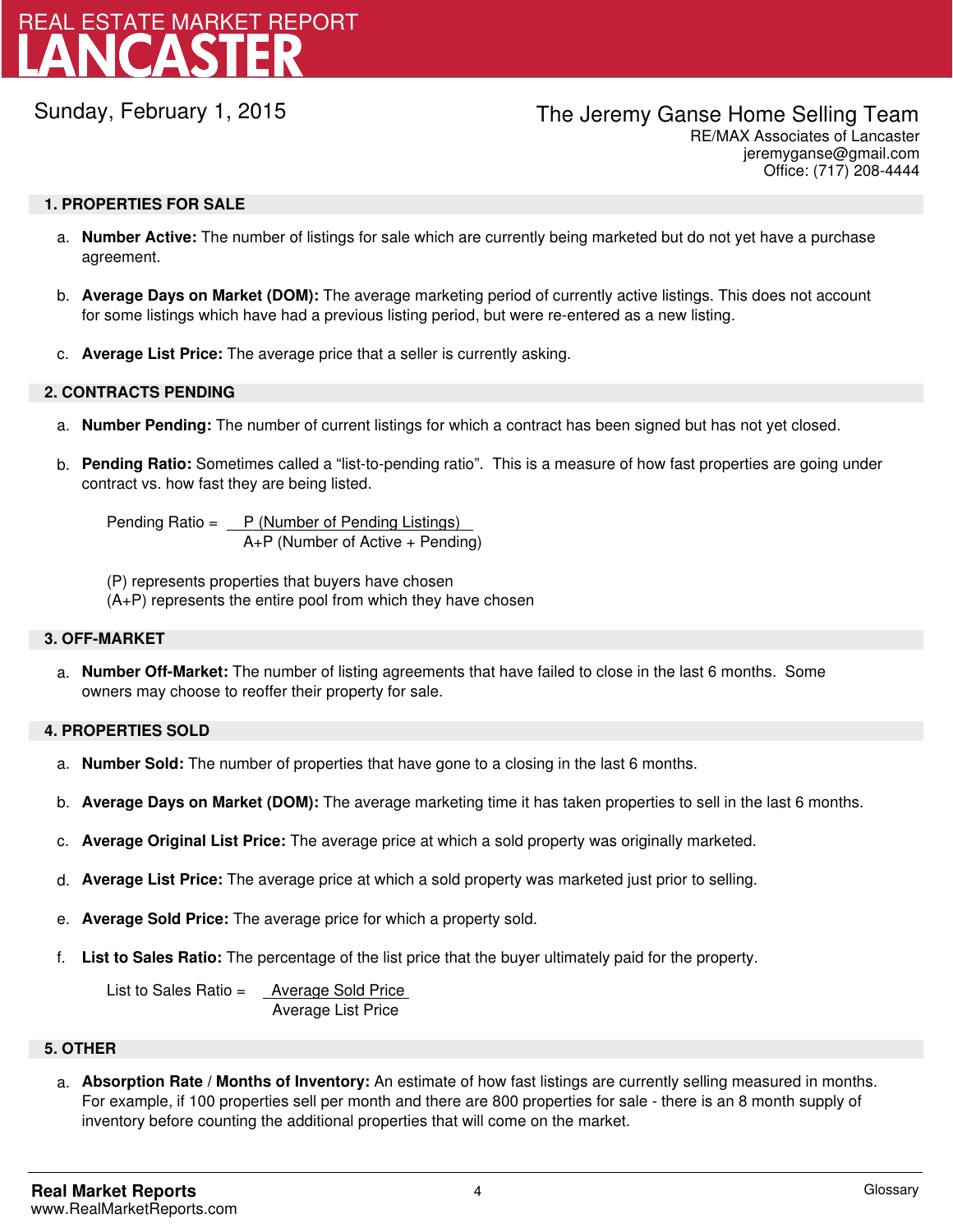# LANCASTER

REAL ESTATE MARKET REPORT

Sunday, February 1, 2015

The Jeremy Ganse Home Selling Team
RE/MAX Associates of Lancaster
jeremyganse@gmail.com
Office: (717) 208-4444

## 1. PROPERTIES FOR SALE

a. **Number Active:** The number of listings for sale which are currently being marketed but do not yet have a purchase agreement.

b. **Average Days on Market (DOM):** The average marketing period of currently active listings. This does not account for some listings which have had a previous listing period, but were re-entered as a new listing.

c. **Average List Price:** The average price that a seller is currently asking.

## 2. CONTRACTS PENDING

a. **Number Pending:** The number of current listings for which a contract has been signed but has not yet closed.

b. **Pending Ratio:** Sometimes called a "list-to-pending ratio". This is a measure of how fast properties are going under contract vs. how fast they are being listed.

$$\text{Pending Ratio} = \frac{\text{P (Number of Pending Listings)}}{\text{A+P (Number of Active + Pending)}}$$

(P) represents properties that buyers have chosen
(A+P) represents the entire pool from which they have chosen

## 3. OFF-MARKET

a. **Number Off-Market:** The number of listing agreements that have failed to close in the last 6 months. Some owners may choose to reoffer their property for sale.

## 4. PROPERTIES SOLD

a. **Number Sold:** The number of properties that have gone to a closing in the last 6 months.

b. **Average Days on Market (DOM):** The average marketing time it has taken properties to sell in the last 6 months.

c. **Average Original List Price:** The average price at which a sold property was originally marketed.

d. **Average List Price:** The average price at which a sold property was marketed just prior to selling.

e. **Average Sold Price:** The average price for which a property sold.

f. **List to Sales Ratio:** The percentage of the list price that the buyer ultimately paid for the property.

$$\text{List to Sales Ratio} = \frac{\text{Average Sold Price}}{\text{Average List Price}}$$

## 5. OTHER

a. **Absorption Rate / Months of Inventory:** An estimate of how fast listings are currently selling measured in months. For example, if 100 properties sell per month and there are 800 properties for sale - there is an 8 month supply of inventory before counting the additional properties that will come on the market.